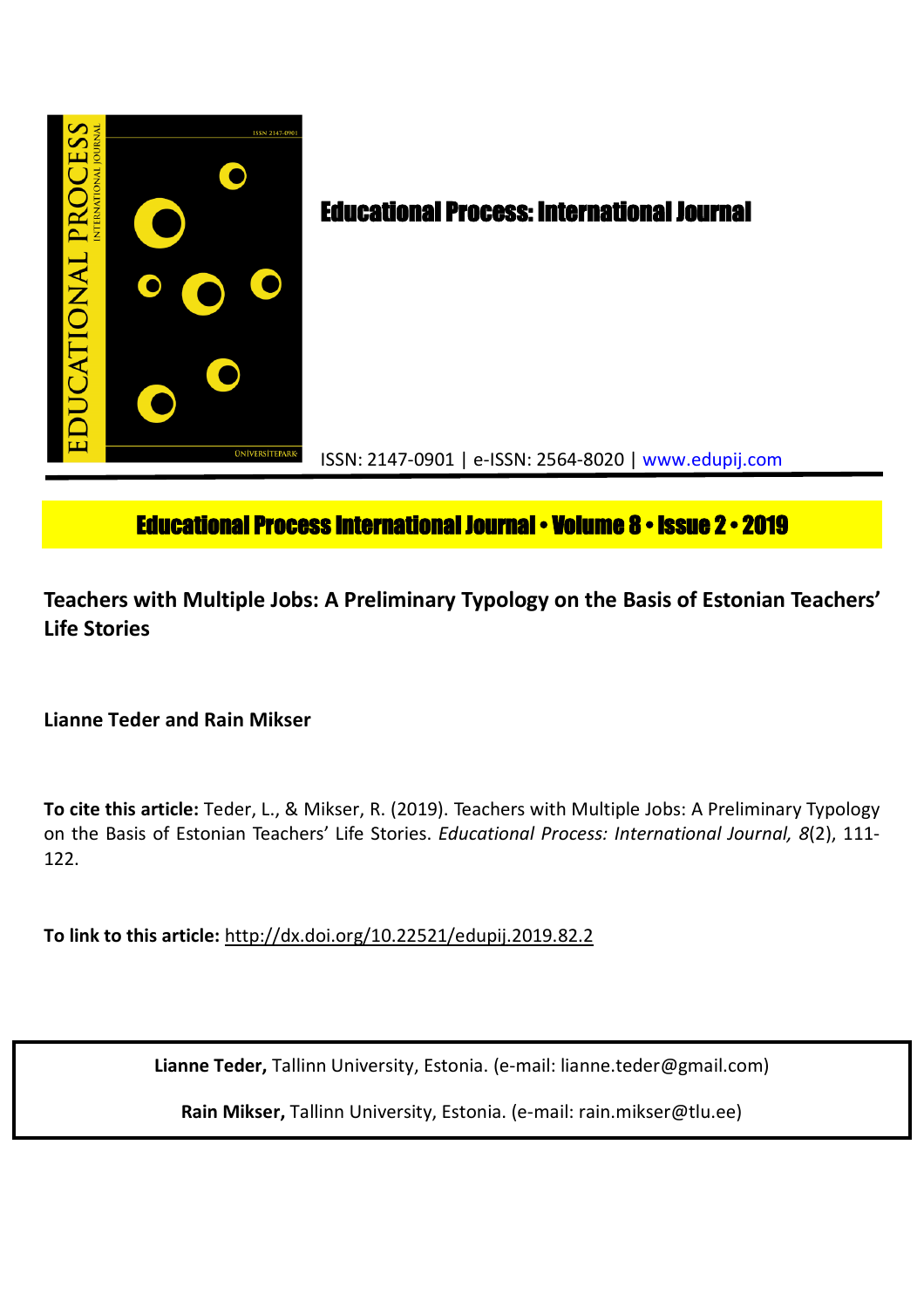# Educational Process: International Journal

ISSN: 2147-0901 | e-ISSN: 2564-8020 | www.edupij.com

**Educational Process International Journal • Volume 8 • Issue 2 • 2019**

## Teachers with Multiple Jobs: A Preliminary Typology on the Basis of Estonian Teachers' Life Stories

**Lianne Teder and Rain Mikser**

**To cite this article:** Teder, L., & Mikser, R. (2019). Teachers with Multiple Jobs: A Preliminary Typology on the Basis of Estonian Teachers' Life Stories. *Educational Process: International Journal, 8*(2), 111-122.

**To link to this article:** http://dx.doi.org/10.22521/edupij.2019.82.2

**Lianne Teder,** Tallinn University, Estonia. (e-mail: lianne.teder@gmail.com)

**Rain Mikser,** Tallinn University, Estonia. (e-mail: rain.mikser@tlu.ee)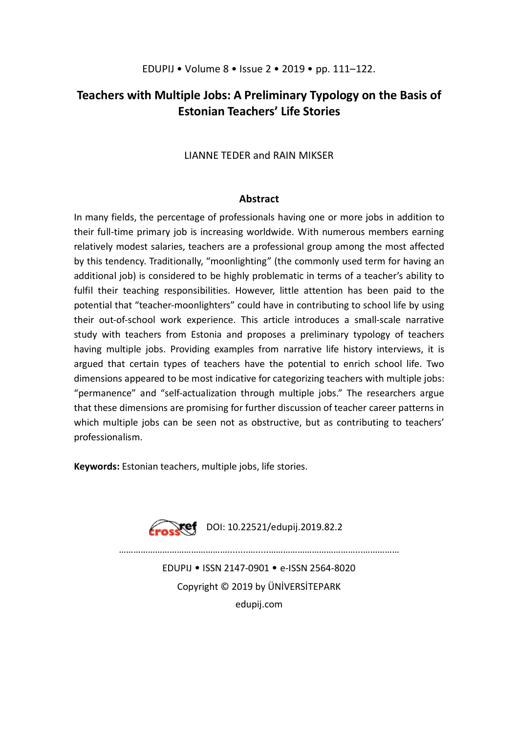# Teachers with Multiple Jobs: A Preliminary Typology on the Basis of Estonian Teachers' Life Stories

LIANNE TEDER and RAIN MIKSER

## Abstract

In many fields, the percentage of professionals having one or more jobs in addition to their full-time primary job is increasing worldwide. With numerous members earning relatively modest salaries, teachers are a professional group among the most affected by this tendency. Traditionally, "moonlighting" (the commonly used term for having an additional job) is considered to be highly problematic in terms of a teacher's ability to fulfil their teaching responsibilities. However, little attention has been paid to the potential that "teacher-moonlighters" could have in contributing to school life by using their out-of-school work experience. This article introduces a small-scale narrative study with teachers from Estonia and proposes a preliminary typology of teachers having multiple jobs. Providing examples from narrative life history interviews, it is argued that certain types of teachers have the potential to enrich school life. Two dimensions appeared to be most indicative for categorizing teachers with multiple jobs: "permanence" and "self-actualization through multiple jobs." The researchers argue that these dimensions are promising for further discussion of teacher career patterns in which multiple jobs can be seen not as obstructive, but as contributing to teachers' professionalism.

**Keywords:** Estonian teachers, multiple jobs, life stories.

DOI: 10.22521/edupij.2019.82.2

EDUPIJ • ISSN 2147-0901 • e-ISSN 2564-8020

Copyright © 2019 by ÜNİVERSİTEPARK

edupij.com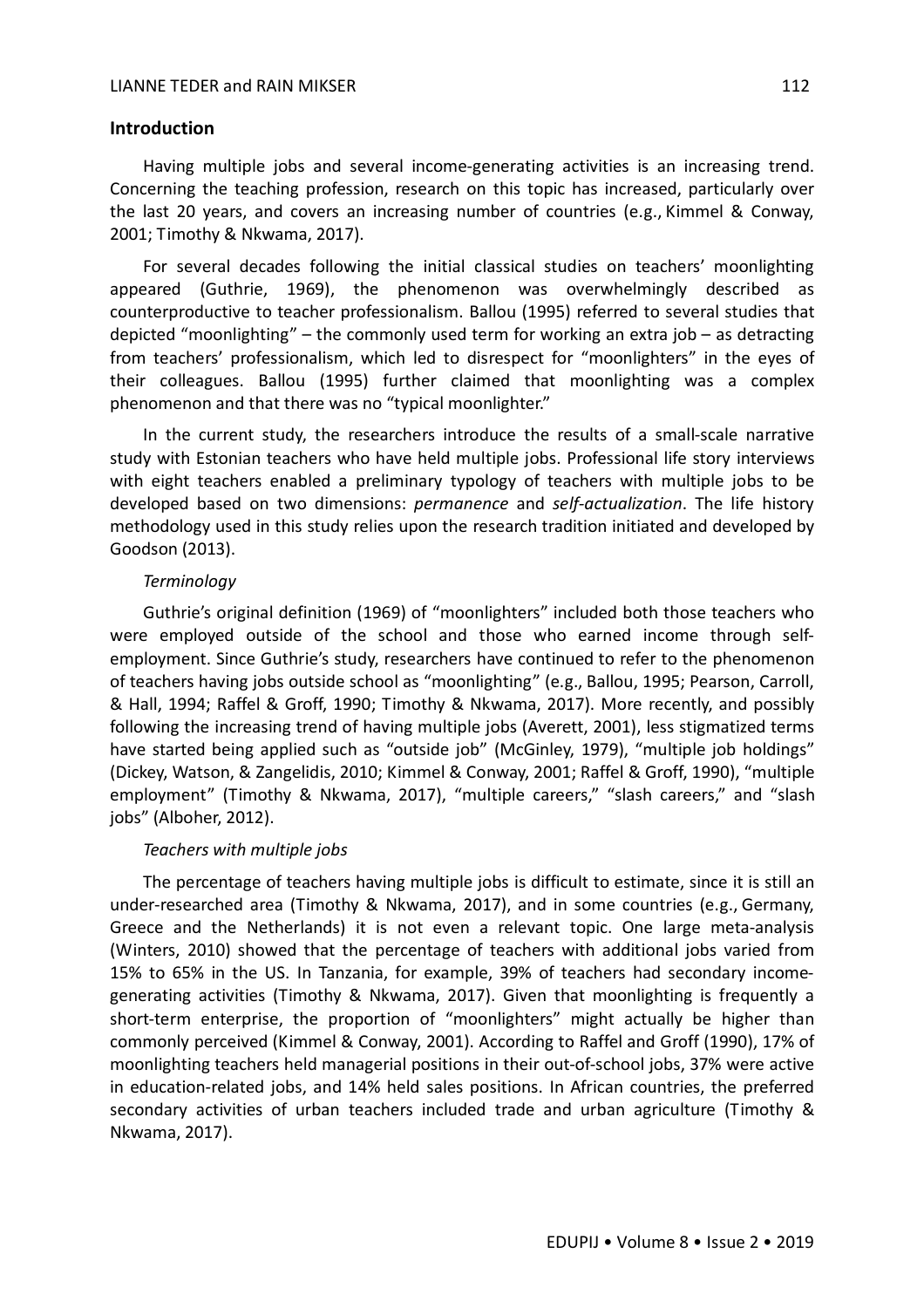## Introduction

Having multiple jobs and several income-generating activities is an increasing trend. Concerning the teaching profession, research on this topic has increased, particularly over the last 20 years, and covers an increasing number of countries (e.g., Kimmel & Conway, 2001; Timothy & Nkwama, 2017).

For several decades following the initial classical studies on teachers' moonlighting appeared (Guthrie, 1969), the phenomenon was overwhelmingly described as counterproductive to teacher professionalism. Ballou (1995) referred to several studies that depicted "moonlighting" – the commonly used term for working an extra job – as detracting from teachers' professionalism, which led to disrespect for "moonlighters" in the eyes of their colleagues. Ballou (1995) further claimed that moonlighting was a complex phenomenon and that there was no "typical moonlighter."

In the current study, the researchers introduce the results of a small-scale narrative study with Estonian teachers who have held multiple jobs. Professional life story interviews with eight teachers enabled a preliminary typology of teachers with multiple jobs to be developed based on two dimensions: *permanence* and *self-actualization*. The life history methodology used in this study relies upon the research tradition initiated and developed by Goodson (2013).

### *Terminology*

Guthrie's original definition (1969) of "moonlighters" included both those teachers who were employed outside of the school and those who earned income through self-employment. Since Guthrie's study, researchers have continued to refer to the phenomenon of teachers having jobs outside school as "moonlighting" (e.g., Ballou, 1995; Pearson, Carroll, & Hall, 1994; Raffel & Groff, 1990; Timothy & Nkwama, 2017). More recently, and possibly following the increasing trend of having multiple jobs (Averett, 2001), less stigmatized terms have started being applied such as "outside job" (McGinley, 1979), "multiple job holdings" (Dickey, Watson, & Zangelidis, 2010; Kimmel & Conway, 2001; Raffel & Groff, 1990), "multiple employment" (Timothy & Nkwama, 2017), "multiple careers," "slash careers," and "slash jobs" (Alboher, 2012).

### *Teachers with multiple jobs*

The percentage of teachers having multiple jobs is difficult to estimate, since it is still an under-researched area (Timothy & Nkwama, 2017), and in some countries (e.g., Germany, Greece and the Netherlands) it is not even a relevant topic. One large meta-analysis (Winters, 2010) showed that the percentage of teachers with additional jobs varied from 15% to 65% in the US. In Tanzania, for example, 39% of teachers had secondary income-generating activities (Timothy & Nkwama, 2017). Given that moonlighting is frequently a short-term enterprise, the proportion of "moonlighters" might actually be higher than commonly perceived (Kimmel & Conway, 2001). According to Raffel and Groff (1990), 17% of moonlighting teachers held managerial positions in their out-of-school jobs, 37% were active in education-related jobs, and 14% held sales positions. In African countries, the preferred secondary activities of urban teachers included trade and urban agriculture (Timothy & Nkwama, 2017).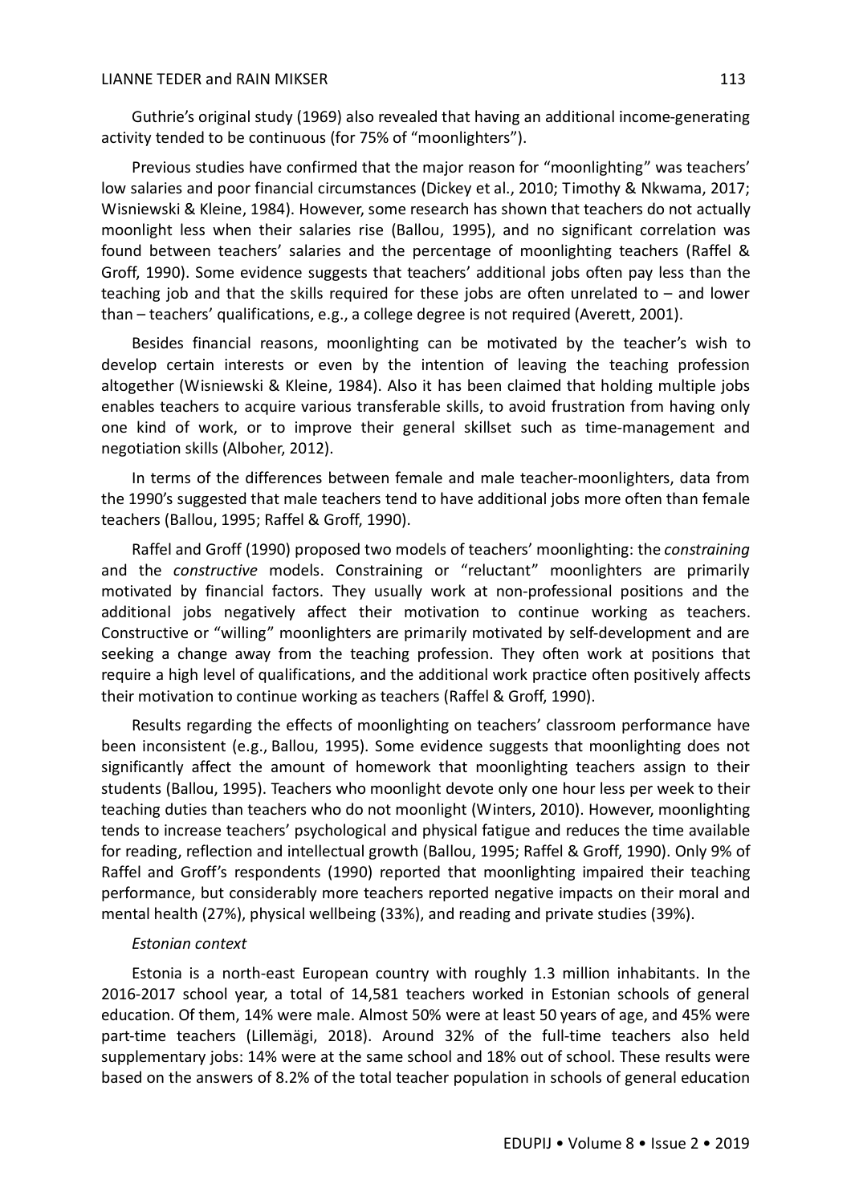Guthrie's original study (1969) also revealed that having an additional income-generating activity tended to be continuous (for 75% of "moonlighters").

Previous studies have confirmed that the major reason for "moonlighting" was teachers' low salaries and poor financial circumstances (Dickey et al., 2010; Timothy & Nkwama, 2017; Wisniewski & Kleine, 1984). However, some research has shown that teachers do not actually moonlight less when their salaries rise (Ballou, 1995), and no significant correlation was found between teachers' salaries and the percentage of moonlighting teachers (Raffel & Groff, 1990). Some evidence suggests that teachers' additional jobs often pay less than the teaching job and that the skills required for these jobs are often unrelated to – and lower than – teachers' qualifications, e.g., a college degree is not required (Averett, 2001).

Besides financial reasons, moonlighting can be motivated by the teacher's wish to develop certain interests or even by the intention of leaving the teaching profession altogether (Wisniewski & Kleine, 1984). Also it has been claimed that holding multiple jobs enables teachers to acquire various transferable skills, to avoid frustration from having only one kind of work, or to improve their general skillset such as time-management and negotiation skills (Alboher, 2012).

In terms of the differences between female and male teacher-moonlighters, data from the 1990's suggested that male teachers tend to have additional jobs more often than female teachers (Ballou, 1995; Raffel & Groff, 1990).

Raffel and Groff (1990) proposed two models of teachers' moonlighting: the *constraining* and the *constructive* models. Constraining or "reluctant" moonlighters are primarily motivated by financial factors. They usually work at non-professional positions and the additional jobs negatively affect their motivation to continue working as teachers. Constructive or "willing" moonlighters are primarily motivated by self-development and are seeking a change away from the teaching profession. They often work at positions that require a high level of qualifications, and the additional work practice often positively affects their motivation to continue working as teachers (Raffel & Groff, 1990).

Results regarding the effects of moonlighting on teachers' classroom performance have been inconsistent (e.g., Ballou, 1995). Some evidence suggests that moonlighting does not significantly affect the amount of homework that moonlighting teachers assign to their students (Ballou, 1995). Teachers who moonlight devote only one hour less per week to their teaching duties than teachers who do not moonlight (Winters, 2010). However, moonlighting tends to increase teachers' psychological and physical fatigue and reduces the time available for reading, reflection and intellectual growth (Ballou, 1995; Raffel & Groff, 1990). Only 9% of Raffel and Groff's respondents (1990) reported that moonlighting impaired their teaching performance, but considerably more teachers reported negative impacts on their moral and mental health (27%), physical wellbeing (33%), and reading and private studies (39%).

*Estonian context*

Estonia is a north-east European country with roughly 1.3 million inhabitants. In the 2016-2017 school year, a total of 14,581 teachers worked in Estonian schools of general education. Of them, 14% were male. Almost 50% were at least 50 years of age, and 45% were part-time teachers (Lillemägi, 2018). Around 32% of the full-time teachers also held supplementary jobs: 14% were at the same school and 18% out of school. These results were based on the answers of 8.2% of the total teacher population in schools of general education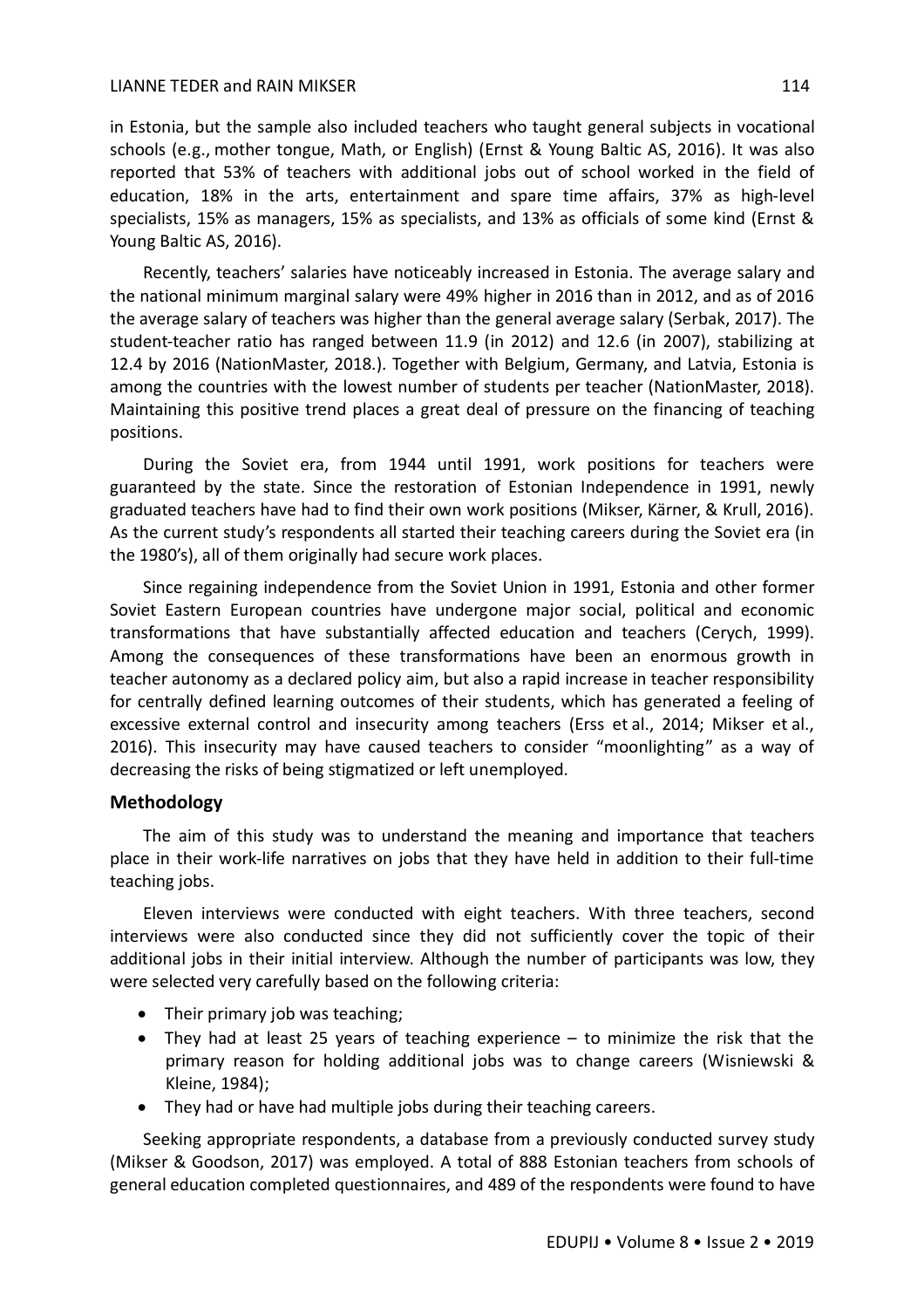in Estonia, but the sample also included teachers who taught general subjects in vocational schools (e.g., mother tongue, Math, or English) (Ernst & Young Baltic AS, 2016). It was also reported that 53% of teachers with additional jobs out of school worked in the field of education, 18% in the arts, entertainment and spare time affairs, 37% as high-level specialists, 15% as managers, 15% as specialists, and 13% as officials of some kind (Ernst & Young Baltic AS, 2016).

Recently, teachers' salaries have noticeably increased in Estonia. The average salary and the national minimum marginal salary were 49% higher in 2016 than in 2012, and as of 2016 the average salary of teachers was higher than the general average salary (Serbak, 2017). The student-teacher ratio has ranged between 11.9 (in 2012) and 12.6 (in 2007), stabilizing at 12.4 by 2016 (NationMaster, 2018.). Together with Belgium, Germany, and Latvia, Estonia is among the countries with the lowest number of students per teacher (NationMaster, 2018). Maintaining this positive trend places a great deal of pressure on the financing of teaching positions.

During the Soviet era, from 1944 until 1991, work positions for teachers were guaranteed by the state. Since the restoration of Estonian Independence in 1991, newly graduated teachers have had to find their own work positions (Mikser, Kärner, & Krull, 2016). As the current study's respondents all started their teaching careers during the Soviet era (in the 1980's), all of them originally had secure work places.

Since regaining independence from the Soviet Union in 1991, Estonia and other former Soviet Eastern European countries have undergone major social, political and economic transformations that have substantially affected education and teachers (Cerych, 1999). Among the consequences of these transformations have been an enormous growth in teacher autonomy as a declared policy aim, but also a rapid increase in teacher responsibility for centrally defined learning outcomes of their students, which has generated a feeling of excessive external control and insecurity among teachers (Erss et al., 2014; Mikser et al., 2016). This insecurity may have caused teachers to consider "moonlighting" as a way of decreasing the risks of being stigmatized or left unemployed.

## Methodology

The aim of this study was to understand the meaning and importance that teachers place in their work-life narratives on jobs that they have held in addition to their full-time teaching jobs.

Eleven interviews were conducted with eight teachers. With three teachers, second interviews were also conducted since they did not sufficiently cover the topic of their additional jobs in their initial interview. Although the number of participants was low, they were selected very carefully based on the following criteria:

- Their primary job was teaching;
- They had at least 25 years of teaching experience – to minimize the risk that the primary reason for holding additional jobs was to change careers (Wisniewski & Kleine, 1984);
- They had or have had multiple jobs during their teaching careers.

Seeking appropriate respondents, a database from a previously conducted survey study (Mikser & Goodson, 2017) was employed. A total of 888 Estonian teachers from schools of general education completed questionnaires, and 489 of the respondents were found to have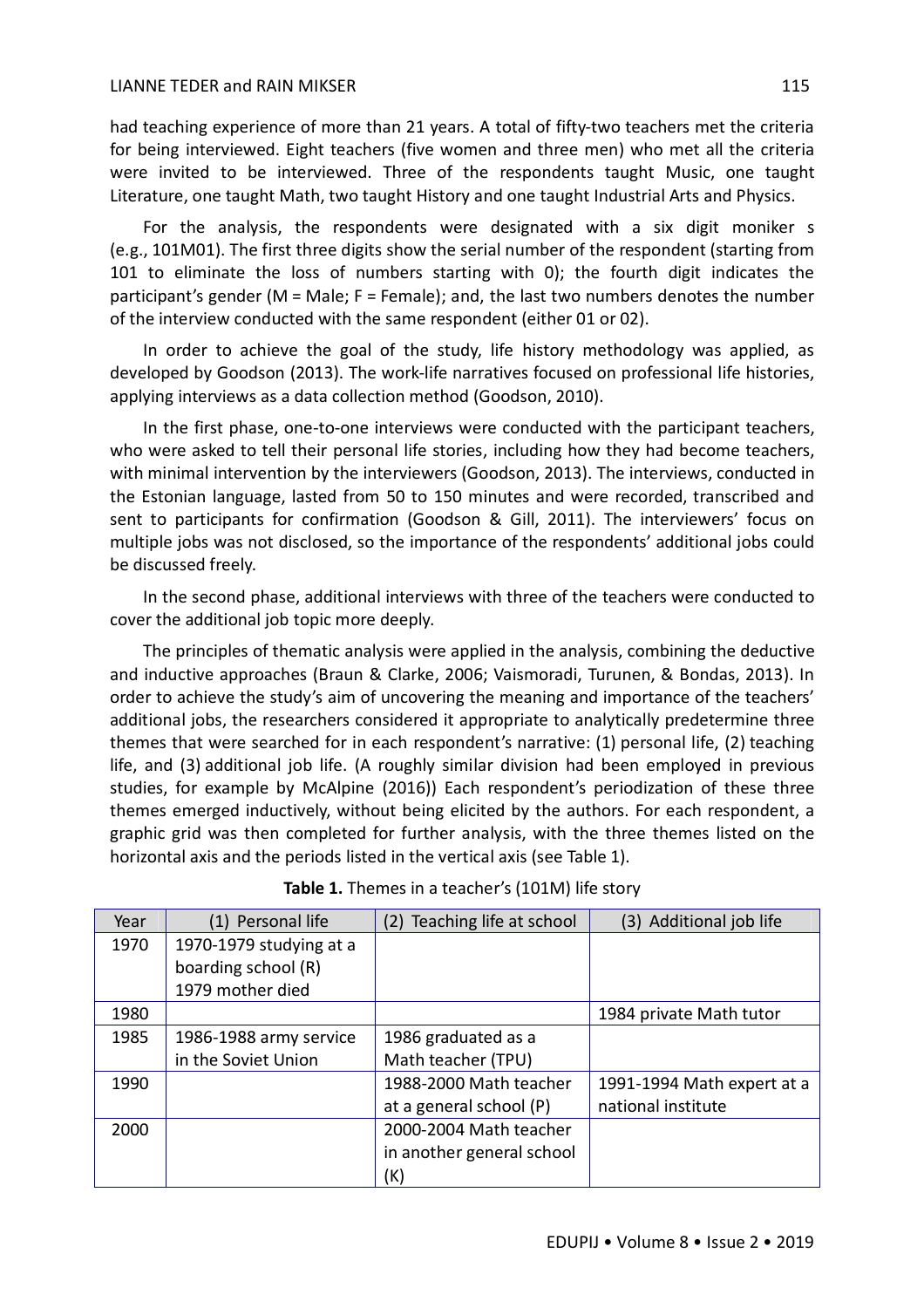had teaching experience of more than 21 years. A total of fifty-two teachers met the criteria for being interviewed. Eight teachers (five women and three men) who met all the criteria were invited to be interviewed. Three of the respondents taught Music, one taught Literature, one taught Math, two taught History and one taught Industrial Arts and Physics.

For the analysis, the respondents were designated with a six digit moniker s (e.g., 101M01). The first three digits show the serial number of the respondent (starting from 101 to eliminate the loss of numbers starting with 0); the fourth digit indicates the participant's gender (M = Male; F = Female); and, the last two numbers denotes the number of the interview conducted with the same respondent (either 01 or 02).

In order to achieve the goal of the study, life history methodology was applied, as developed by Goodson (2013). The work-life narratives focused on professional life histories, applying interviews as a data collection method (Goodson, 2010).

In the first phase, one-to-one interviews were conducted with the participant teachers, who were asked to tell their personal life stories, including how they had become teachers, with minimal intervention by the interviewers (Goodson, 2013). The interviews, conducted in the Estonian language, lasted from 50 to 150 minutes and were recorded, transcribed and sent to participants for confirmation (Goodson & Gill, 2011). The interviewers' focus on multiple jobs was not disclosed, so the importance of the respondents' additional jobs could be discussed freely.

In the second phase, additional interviews with three of the teachers were conducted to cover the additional job topic more deeply.

The principles of thematic analysis were applied in the analysis, combining the deductive and inductive approaches (Braun & Clarke, 2006; Vaismoradi, Turunen, & Bondas, 2013). In order to achieve the study's aim of uncovering the meaning and importance of the teachers' additional jobs, the researchers considered it appropriate to analytically predetermine three themes that were searched for in each respondent's narrative: (1) personal life, (2) teaching life, and (3) additional job life. (A roughly similar division had been employed in previous studies, for example by McAlpine (2016)) Each respondent's periodization of these three themes emerged inductively, without being elicited by the authors. For each respondent, a graphic grid was then completed for further analysis, with the three themes listed on the horizontal axis and the periods listed in the vertical axis (see Table 1).

**Table 1.** Themes in a teacher's (101M) life story

| Year | (1) Personal life | (2) Teaching life at school | (3) Additional job life |
|---|---|---|---|
| 1970 | 1970-1979 studying at a boarding school (R)<br>1979 mother died | | |
| 1980 | | | 1984 private Math tutor |
| 1985 | 1986-1988 army service in the Soviet Union | 1986 graduated as a Math teacher (TPU) | |
| 1990 | | 1988-2000 Math teacher at a general school (P) | 1991-1994 Math expert at a national institute |
| 2000 | | 2000-2004 Math teacher in another general school (K) | |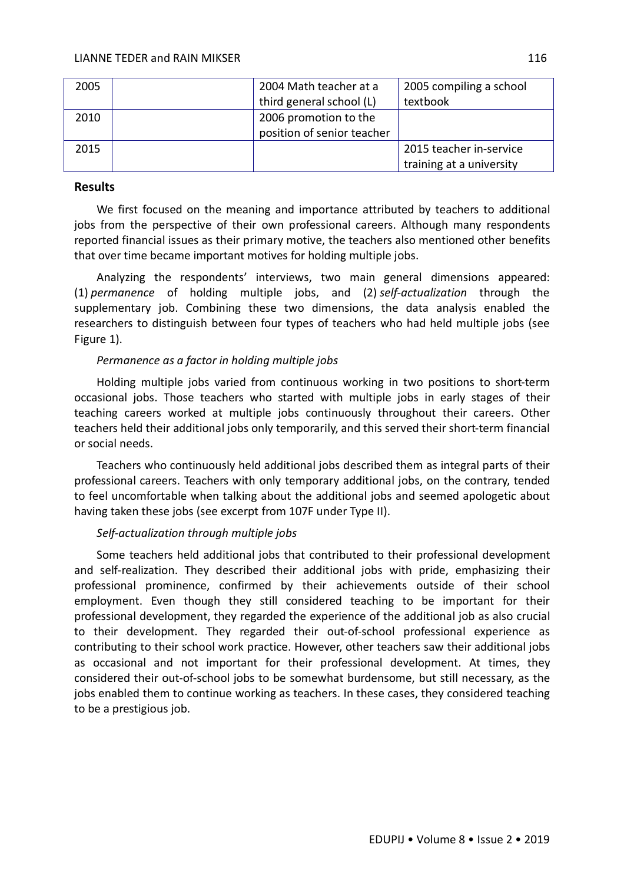| 2005 | | 2004 Math teacher at a third general school (L) | 2005 compiling a school textbook |
|---|---|---|---|
| 2010 | | 2006 promotion to the position of senior teacher | |
| 2015 | | | 2015 teacher in-service training at a university |

## Results

We first focused on the meaning and importance attributed by teachers to additional jobs from the perspective of their own professional careers. Although many respondents reported financial issues as their primary motive, the teachers also mentioned other benefits that over time became important motives for holding multiple jobs.

Analyzing the respondents' interviews, two main general dimensions appeared: (1) *permanence* of holding multiple jobs, and (2) *self-actualization* through the supplementary job. Combining these two dimensions, the data analysis enabled the researchers to distinguish between four types of teachers who had held multiple jobs (see Figure 1).

*Permanence as a factor in holding multiple jobs*

Holding multiple jobs varied from continuous working in two positions to short-term occasional jobs. Those teachers who started with multiple jobs in early stages of their teaching careers worked at multiple jobs continuously throughout their careers. Other teachers held their additional jobs only temporarily, and this served their short-term financial or social needs.

Teachers who continuously held additional jobs described them as integral parts of their professional careers. Teachers with only temporary additional jobs, on the contrary, tended to feel uncomfortable when talking about the additional jobs and seemed apologetic about having taken these jobs (see excerpt from 107F under Type II).

*Self-actualization through multiple jobs*

Some teachers held additional jobs that contributed to their professional development and self-realization. They described their additional jobs with pride, emphasizing their professional prominence, confirmed by their achievements outside of their school employment. Even though they still considered teaching to be important for their professional development, they regarded the experience of the additional job as also crucial to their development. They regarded their out-of-school professional experience as contributing to their school work practice. However, other teachers saw their additional jobs as occasional and not important for their professional development. At times, they considered their out-of-school jobs to be somewhat burdensome, but still necessary, as the jobs enabled them to continue working as teachers. In these cases, they considered teaching to be a prestigious job.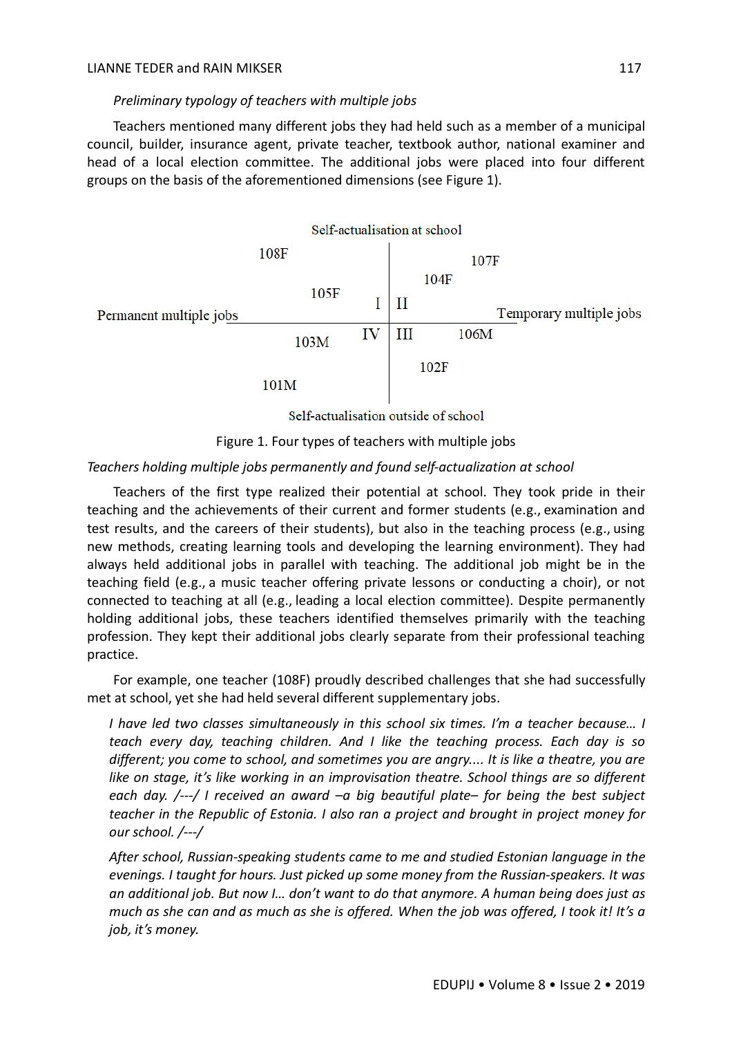*Preliminary typology of teachers with multiple jobs*

Teachers mentioned many different jobs they had held such as a member of a municipal council, builder, insurance agent, private teacher, textbook author, national examiner and head of a local election committee. The additional jobs were placed into four different groups on the basis of the aforementioned dimensions (see Figure 1).

Self-actualisation at school

108F

107F

104F

105F

I II

Permanent multiple jobs

Temporary multiple jobs

IV III

103M

106M

102F

101M

Self-actualisation outside of school

Figure 1. Four types of teachers with multiple jobs

*Teachers holding multiple jobs permanently and found self-actualization at school*

Teachers of the first type realized their potential at school. They took pride in their teaching and the achievements of their current and former students (e.g., examination and test results, and the careers of their students), but also in the teaching process (e.g., using new methods, creating learning tools and developing the learning environment). They had always held additional jobs in parallel with teaching. The additional job might be in the teaching field (e.g., a music teacher offering private lessons or conducting a choir), or not connected to teaching at all (e.g., leading a local election committee). Despite permanently holding additional jobs, these teachers identified themselves primarily with the teaching profession. They kept their additional jobs clearly separate from their professional teaching practice.

For example, one teacher (108F) proudly described challenges that she had successfully met at school, yet she had held several different supplementary jobs.

> *I have led two classes simultaneously in this school six times. I'm a teacher because… I teach every day, teaching children. And I like the teaching process. Each day is so different; you come to school, and sometimes you are angry.... It is like a theatre, you are like on stage, it's like working in an improvisation theatre. School things are so different each day. /---/ I received an award –a big beautiful plate– for being the best subject teacher in the Republic of Estonia. I also ran a project and brought in project money for our school. /---/*
>
> *After school, Russian-speaking students came to me and studied Estonian language in the evenings. I taught for hours. Just picked up some money from the Russian-speakers. It was an additional job. But now I… don't want to do that anymore. A human being does just as much as she can and as much as she is offered. When the job was offered, I took it! It's a job, it's money.*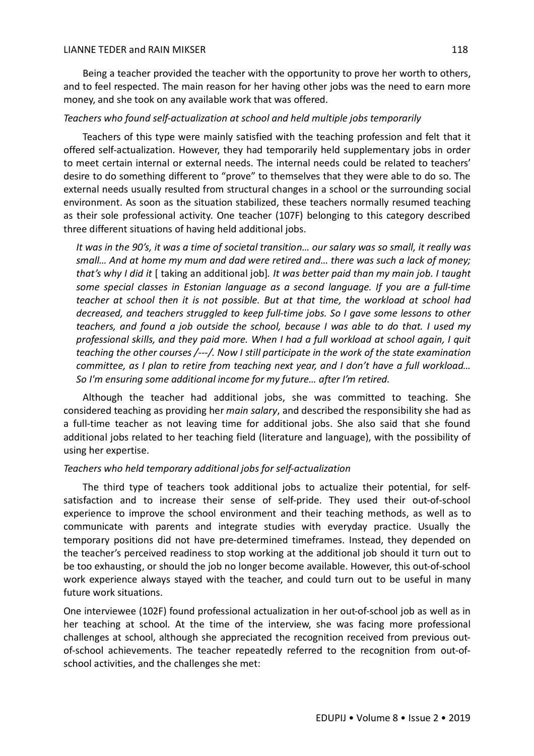Being a teacher provided the teacher with the opportunity to prove her worth to others, and to feel respected. The main reason for her having other jobs was the need to earn more money, and she took on any available work that was offered.

*Teachers who found self-actualization at school and held multiple jobs temporarily*

Teachers of this type were mainly satisfied with the teaching profession and felt that it offered self-actualization. However, they had temporarily held supplementary jobs in order to meet certain internal or external needs. The internal needs could be related to teachers' desire to do something different to "prove" to themselves that they were able to do so. The external needs usually resulted from structural changes in a school or the surrounding social environment. As soon as the situation stabilized, these teachers normally resumed teaching as their sole professional activity. One teacher (107F) belonging to this category described three different situations of having held additional jobs.

> *It was in the 90's, it was a time of societal transition… our salary was so small, it really was small… And at home my mum and dad were retired and… there was such a lack of money; that's why I did it* [ taking an additional job]*. It was better paid than my main job. I taught some special classes in Estonian language as a second language. If you are a full-time teacher at school then it is not possible. But at that time, the workload at school had decreased, and teachers struggled to keep full-time jobs. So I gave some lessons to other teachers, and found a job outside the school, because I was able to do that. I used my professional skills, and they paid more. When I had a full workload at school again, I quit teaching the other courses /---/. Now I still participate in the work of the state examination committee, as I plan to retire from teaching next year, and I don't have a full workload… So I'm ensuring some additional income for my future… after I'm retired.*

Although the teacher had additional jobs, she was committed to teaching. She considered teaching as providing her *main salary*, and described the responsibility she had as a full-time teacher as not leaving time for additional jobs. She also said that she found additional jobs related to her teaching field (literature and language), with the possibility of using her expertise.

*Teachers who held temporary additional jobs for self-actualization*

The third type of teachers took additional jobs to actualize their potential, for self-satisfaction and to increase their sense of self-pride. They used their out-of-school experience to improve the school environment and their teaching methods, as well as to communicate with parents and integrate studies with everyday practice. Usually the temporary positions did not have pre-determined timeframes. Instead, they depended on the teacher's perceived readiness to stop working at the additional job should it turn out to be too exhausting, or should the job no longer become available. However, this out-of-school work experience always stayed with the teacher, and could turn out to be useful in many future work situations.

One interviewee (102F) found professional actualization in her out-of-school job as well as in her teaching at school. At the time of the interview, she was facing more professional challenges at school, although she appreciated the recognition received from previous out-of-school achievements. The teacher repeatedly referred to the recognition from out-of-school activities, and the challenges she met: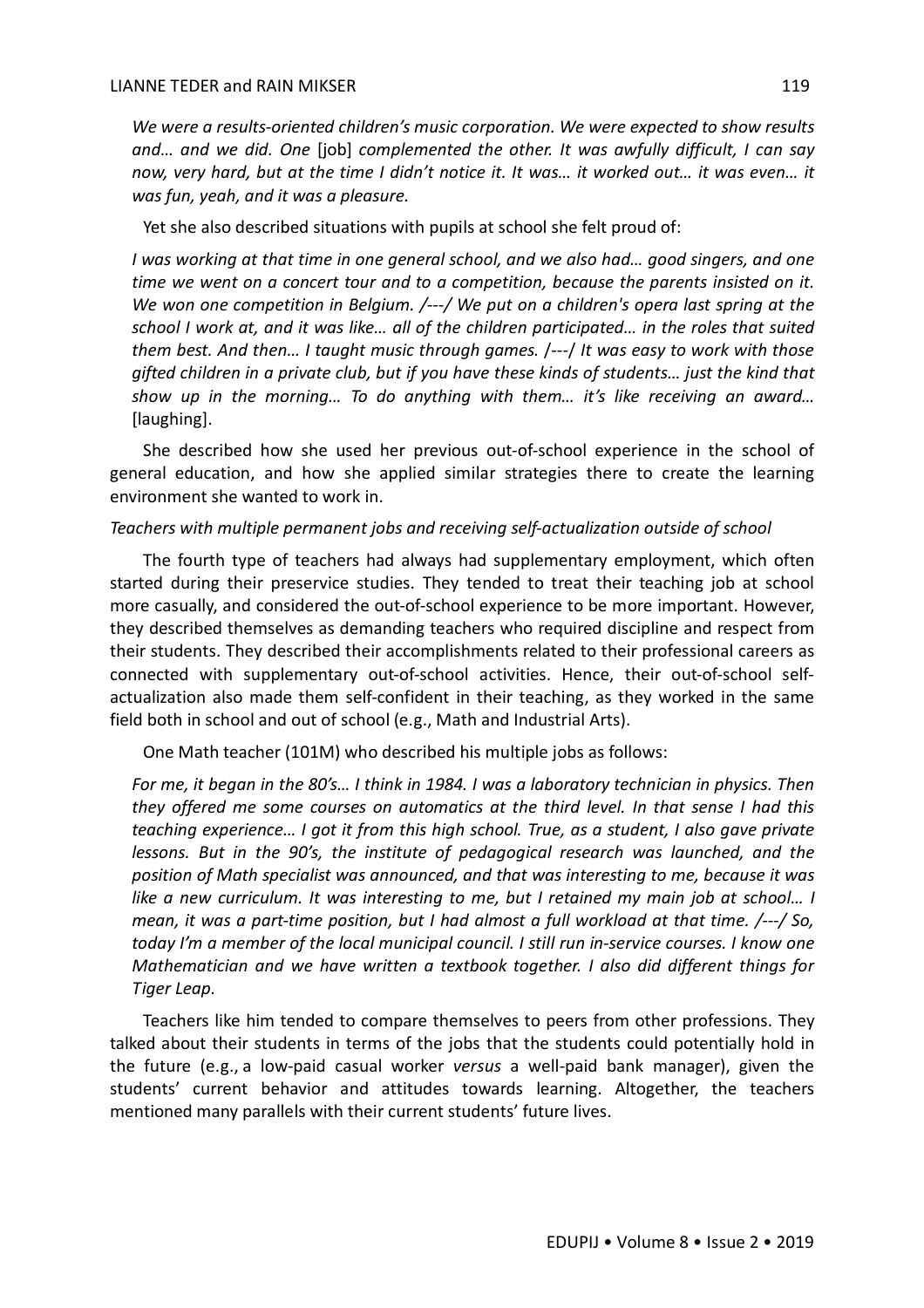*We were a results-oriented children's music corporation. We were expected to show results and… and we did. One* [job] *complemented the other. It was awfully difficult, I can say now, very hard, but at the time I didn't notice it. It was… it worked out… it was even… it was fun, yeah, and it was a pleasure.*

Yet she also described situations with pupils at school she felt proud of:

*I was working at that time in one general school, and we also had… good singers, and one time we went on a concert tour and to a competition, because the parents insisted on it. We won one competition in Belgium. /---/ We put on a children's opera last spring at the school I work at, and it was like… all of the children participated… in the roles that suited them best. And then… I taught music through games.* /---/ *It was easy to work with those gifted children in a private club, but if you have these kinds of students… just the kind that show up in the morning… To do anything with them… it's like receiving an award…* [laughing].

She described how she used her previous out-of-school experience in the school of general education, and how she applied similar strategies there to create the learning environment she wanted to work in.

*Teachers with multiple permanent jobs and receiving self-actualization outside of school*

The fourth type of teachers had always had supplementary employment, which often started during their preservice studies. They tended to treat their teaching job at school more casually, and considered the out-of-school experience to be more important. However, they described themselves as demanding teachers who required discipline and respect from their students. They described their accomplishments related to their professional careers as connected with supplementary out-of-school activities. Hence, their out-of-school self-actualization also made them self-confident in their teaching, as they worked in the same field both in school and out of school (e.g., Math and Industrial Arts).

One Math teacher (101M) who described his multiple jobs as follows:

*For me, it began in the 80's… I think in 1984. I was a laboratory technician in physics. Then they offered me some courses on automatics at the third level. In that sense I had this teaching experience… I got it from this high school. True, as a student, I also gave private lessons. But in the 90's, the institute of pedagogical research was launched, and the position of Math specialist was announced, and that was interesting to me, because it was like a new curriculum. It was interesting to me, but I retained my main job at school… I mean, it was a part-time position, but I had almost a full workload at that time. /---/ So, today I'm a member of the local municipal council. I still run in-service courses. I know one Mathematician and we have written a textbook together. I also did different things for Tiger Leap.*

Teachers like him tended to compare themselves to peers from other professions. They talked about their students in terms of the jobs that the students could potentially hold in the future (e.g., a low-paid casual worker *versus* a well-paid bank manager), given the students' current behavior and attitudes towards learning. Altogether, the teachers mentioned many parallels with their current students' future lives.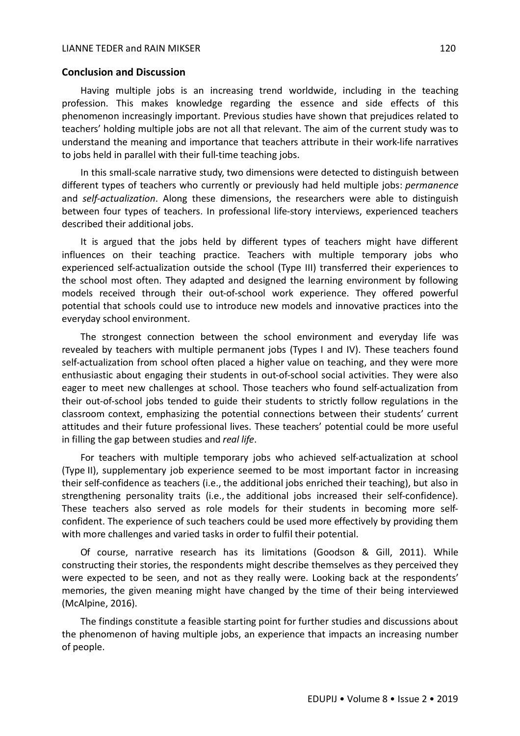## Conclusion and Discussion

Having multiple jobs is an increasing trend worldwide, including in the teaching profession. This makes knowledge regarding the essence and side effects of this phenomenon increasingly important. Previous studies have shown that prejudices related to teachers' holding multiple jobs are not all that relevant. The aim of the current study was to understand the meaning and importance that teachers attribute in their work-life narratives to jobs held in parallel with their full-time teaching jobs.

In this small-scale narrative study, two dimensions were detected to distinguish between different types of teachers who currently or previously had held multiple jobs: *permanence* and *self-actualization*. Along these dimensions, the researchers were able to distinguish between four types of teachers. In professional life-story interviews, experienced teachers described their additional jobs.

It is argued that the jobs held by different types of teachers might have different influences on their teaching practice. Teachers with multiple temporary jobs who experienced self-actualization outside the school (Type III) transferred their experiences to the school most often. They adapted and designed the learning environment by following models received through their out-of-school work experience. They offered powerful potential that schools could use to introduce new models and innovative practices into the everyday school environment.

The strongest connection between the school environment and everyday life was revealed by teachers with multiple permanent jobs (Types I and IV). These teachers found self-actualization from school often placed a higher value on teaching, and they were more enthusiastic about engaging their students in out-of-school social activities. They were also eager to meet new challenges at school. Those teachers who found self-actualization from their out-of-school jobs tended to guide their students to strictly follow regulations in the classroom context, emphasizing the potential connections between their students' current attitudes and their future professional lives. These teachers' potential could be more useful in filling the gap between studies and *real life*.

For teachers with multiple temporary jobs who achieved self-actualization at school (Type II), supplementary job experience seemed to be most important factor in increasing their self-confidence as teachers (i.e., the additional jobs enriched their teaching), but also in strengthening personality traits (i.e., the additional jobs increased their self-confidence). These teachers also served as role models for their students in becoming more self-confident. The experience of such teachers could be used more effectively by providing them with more challenges and varied tasks in order to fulfil their potential.

Of course, narrative research has its limitations (Goodson & Gill, 2011). While constructing their stories, the respondents might describe themselves as they perceived they were expected to be seen, and not as they really were. Looking back at the respondents' memories, the given meaning might have changed by the time of their being interviewed (McAlpine, 2016).

The findings constitute a feasible starting point for further studies and discussions about the phenomenon of having multiple jobs, an experience that impacts an increasing number of people.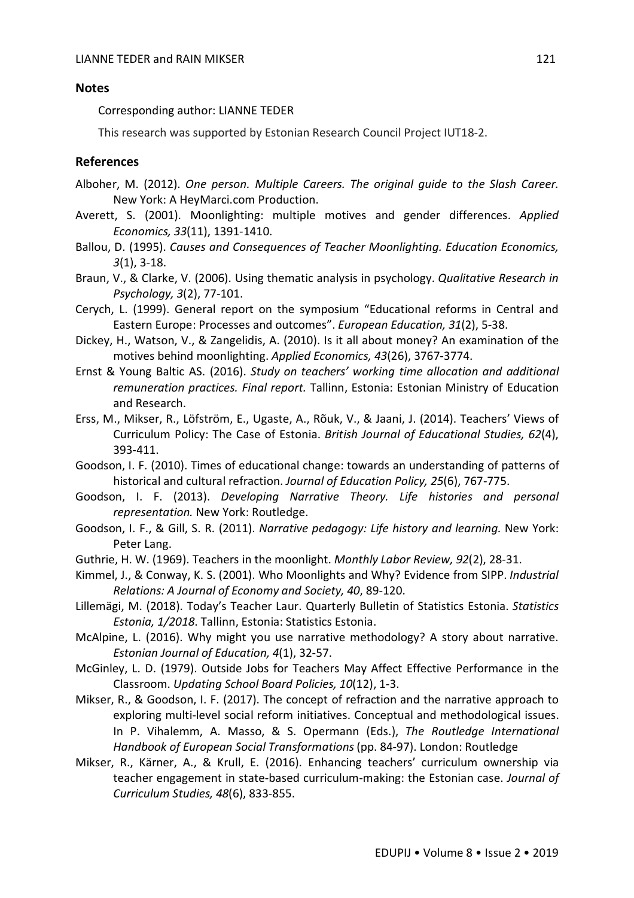## Notes

Corresponding author: LIANNE TEDER

This research was supported by Estonian Research Council Project IUT18-2.

## References

Alboher, M. (2012). *One person. Multiple Careers. The original guide to the Slash Career.* New York: A HeyMarci.com Production.

Averett, S. (2001). Moonlighting: multiple motives and gender differences. *Applied Economics, 33*(11), 1391-1410.

Ballou, D. (1995). *Causes and Consequences of Teacher Moonlighting. Education Economics, 3*(1), 3-18.

Braun, V., & Clarke, V. (2006). Using thematic analysis in psychology. *Qualitative Research in Psychology, 3*(2), 77-101.

Cerych, L. (1999). General report on the symposium "Educational reforms in Central and Eastern Europe: Processes and outcomes". *European Education, 31*(2), 5-38.

Dickey, H., Watson, V., & Zangelidis, A. (2010). Is it all about money? An examination of the motives behind moonlighting. *Applied Economics, 43*(26), 3767-3774.

Ernst & Young Baltic AS. (2016). *Study on teachers' working time allocation and additional remuneration practices. Final report.* Tallinn, Estonia: Estonian Ministry of Education and Research.

Erss, M., Mikser, R., Löfström, E., Ugaste, A., Rõuk, V., & Jaani, J. (2014). Teachers' Views of Curriculum Policy: The Case of Estonia. *British Journal of Educational Studies, 62*(4), 393-411.

Goodson, I. F. (2010). Times of educational change: towards an understanding of patterns of historical and cultural refraction. *Journal of Education Policy, 25*(6), 767-775.

Goodson, I. F. (2013). *Developing Narrative Theory. Life histories and personal representation.* New York: Routledge.

Goodson, I. F., & Gill, S. R. (2011). *Narrative pedagogy: Life history and learning.* New York: Peter Lang.

Guthrie, H. W. (1969). Teachers in the moonlight. *Monthly Labor Review, 92*(2), 28-31.

Kimmel, J., & Conway, K. S. (2001). Who Moonlights and Why? Evidence from SIPP. *Industrial Relations: A Journal of Economy and Society, 40*, 89-120.

Lillemägi, M. (2018). Today's Teacher Laur. Quarterly Bulletin of Statistics Estonia. *Statistics Estonia, 1/2018*. Tallinn, Estonia: Statistics Estonia.

McAlpine, L. (2016). Why might you use narrative methodology? A story about narrative. *Estonian Journal of Education, 4*(1), 32-57.

McGinley, L. D. (1979). Outside Jobs for Teachers May Affect Effective Performance in the Classroom. *Updating School Board Policies, 10*(12), 1-3.

Mikser, R., & Goodson, I. F. (2017). The concept of refraction and the narrative approach to exploring multi-level social reform initiatives. Conceptual and methodological issues. In P. Vihalemm, A. Masso, & S. Opermann (Eds.), *The Routledge International Handbook of European Social Transformations* (pp. 84-97). London: Routledge

Mikser, R., Kärner, A., & Krull, E. (2016). Enhancing teachers' curriculum ownership via teacher engagement in state-based curriculum-making: the Estonian case. *Journal of Curriculum Studies, 48*(6), 833-855.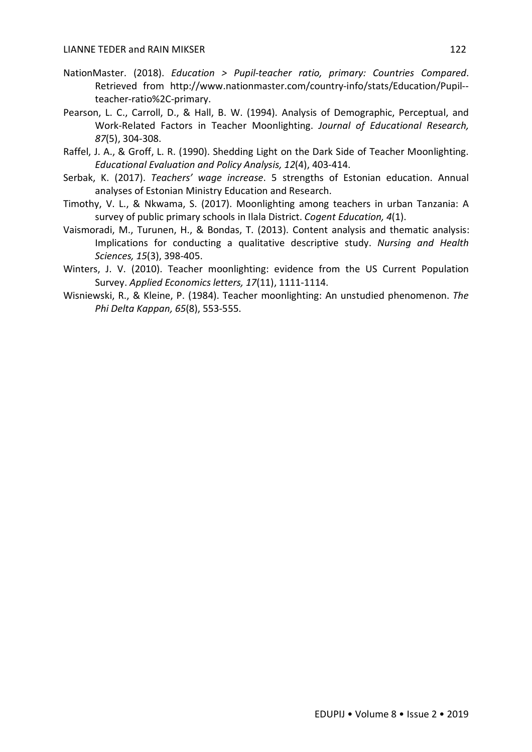NationMaster. (2018). *Education > Pupil-teacher ratio, primary: Countries Compared*. Retrieved from http://www.nationmaster.com/country-info/stats/Education/Pupil--teacher-ratio%2C-primary.

Pearson, L. C., Carroll, D., & Hall, B. W. (1994). Analysis of Demographic, Perceptual, and Work-Related Factors in Teacher Moonlighting. *Journal of Educational Research, 87*(5), 304-308.

Raffel, J. A., & Groff, L. R. (1990). Shedding Light on the Dark Side of Teacher Moonlighting. *Educational Evaluation and Policy Analysis, 12*(4), 403-414.

Serbak, K. (2017). *Teachers' wage increase*. 5 strengths of Estonian education. Annual analyses of Estonian Ministry Education and Research.

Timothy, V. L., & Nkwama, S. (2017). Moonlighting among teachers in urban Tanzania: A survey of public primary schools in Ilala District. *Cogent Education, 4*(1).

Vaismoradi, M., Turunen, H., & Bondas, T. (2013). Content analysis and thematic analysis: Implications for conducting a qualitative descriptive study. *Nursing and Health Sciences, 15*(3), 398-405.

Winters, J. V. (2010). Teacher moonlighting: evidence from the US Current Population Survey. *Applied Economics letters, 17*(11), 1111-1114.

Wisniewski, R., & Kleine, P. (1984). Teacher moonlighting: An unstudied phenomenon. *The Phi Delta Kappan, 65*(8), 553-555.